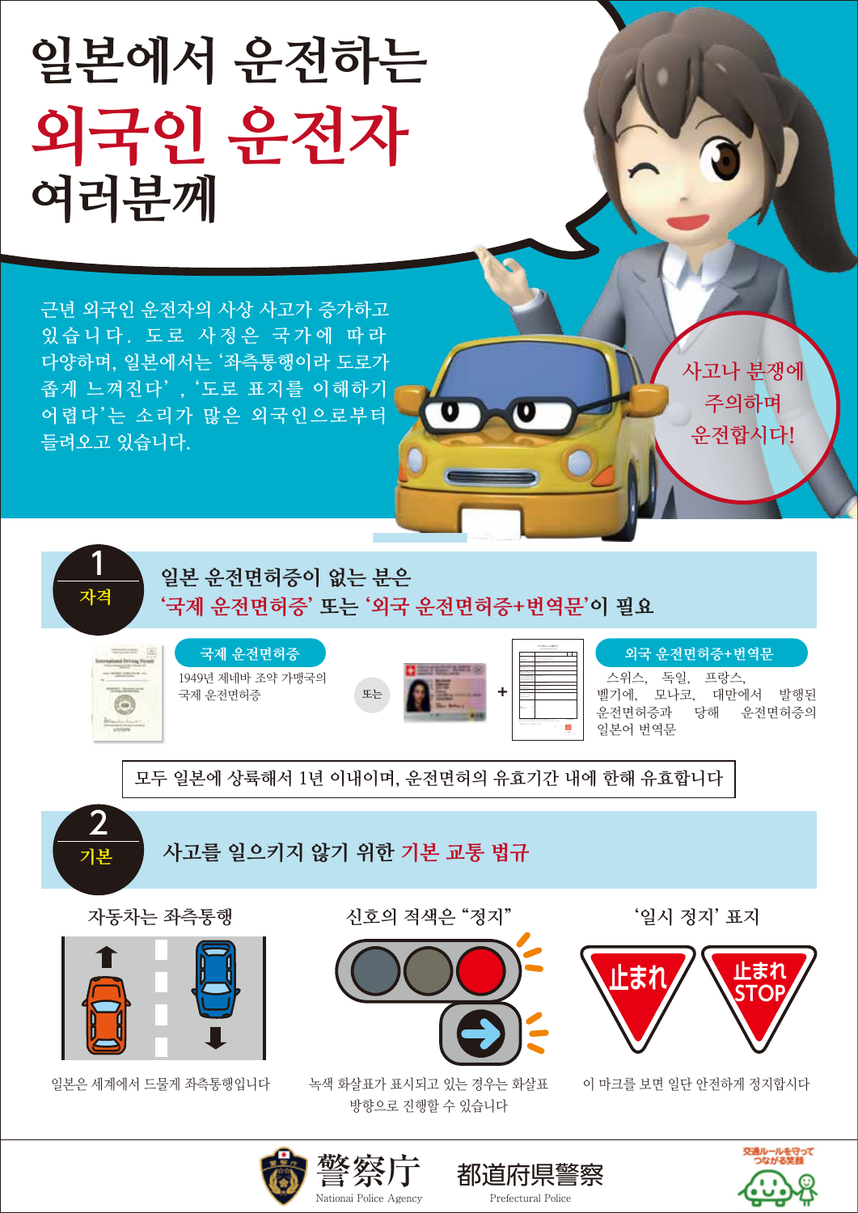# 일본에서 운전하는 외국인 운전자 여러분께

근년 외국인 운전자의 사상 사고가 증가하고 있습니다. 도로 사정은 국가에 따라 다양하며, 일본에서는 '좌측통행이라 도로가 좁게 느껴진다', '도로 표지를 이해하기 어렵다'는 소리가 많은 외국인으로부터 들려오고 있습니다.

사고나 분쟁에 주의하며 운전합시다!

## 1 자격

**일본 운전면허증이 없는 분은 '국제 운전면허증' 또는 '외국 운전면허증+번역문'이 필요**

**국제 운전면허증**

1949년 제네바 조약 가맹국의 국제 운전면허증

또는

**외국 운전면허증+번역문**

스위스, 독일, 프랑스, 벨기에, 모나코, 대만에서 발행된 운전면허증과 당해 운전면허증의 일본어 번역문

모두 일본에 상륙해서 1년 이내이며, 운전면허의 유효기간 내에 한해 유효합니다

## 2 기본

**사고를 일으키지 않기 위한 기본 교통 법규**

**자동차는 좌측통행**

일본은 세계에서 드물게 좌측통행입니다

**신호의 적색은 "정지"**

녹색 화살표가 표시되고 있는 경우는 화살표 방향으로 진행할 수 있습니다

**'일시 정지' 표지**

止まれ　止まれ STOP

이 마크를 보면 일단 안전하게 정지합시다

警察庁 National Police Agency　都道府県警察 Prefectural Police

交通ルールを守って つながる笑顔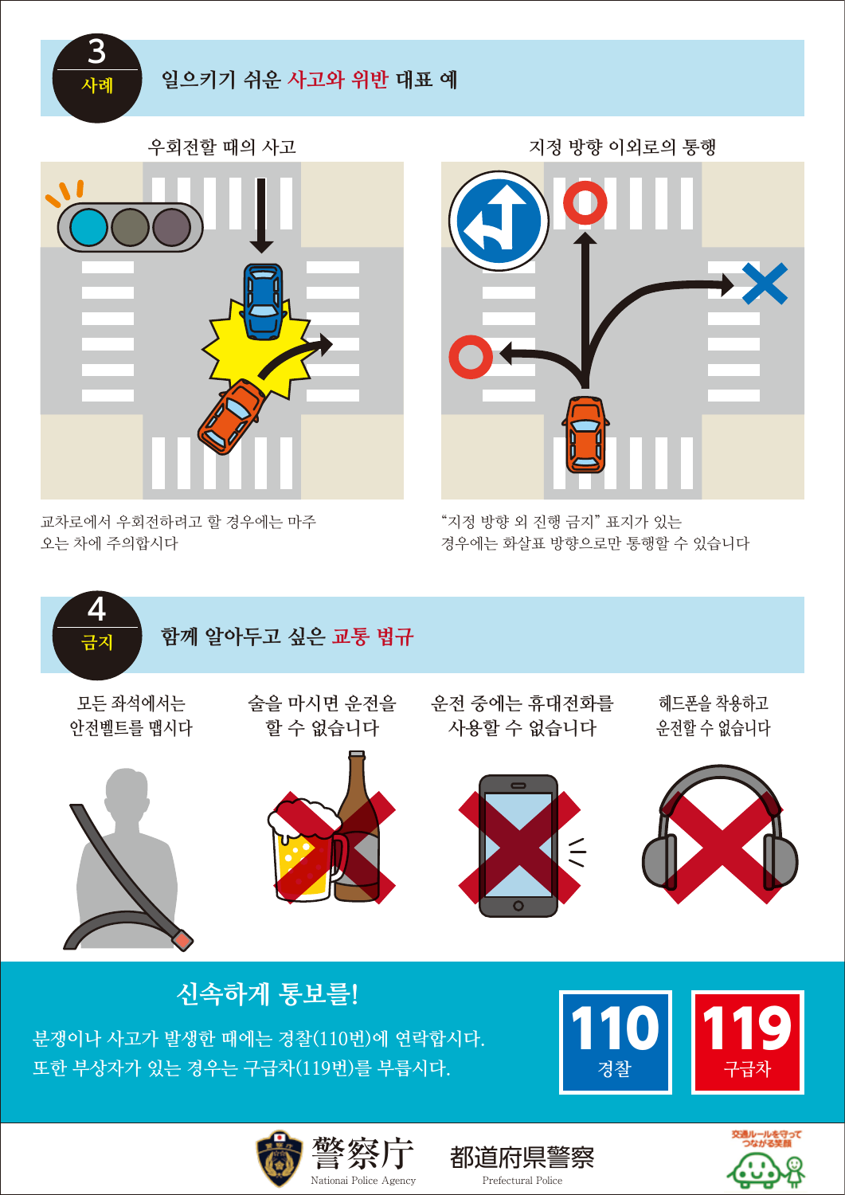## 3 사례 일으키기 쉬운 사고와 위반 대표 예

### 우회전할 때의 사고

교차로에서 우회전하려고 할 경우에는 마주 오는 차에 주의합시다

### 지정 방향 이외로의 통행

“지정 방향 외 진행 금지” 표지가 있는 경우에는 화살표 방향으로만 통행할 수 있습니다

## 4 금지 함께 알아두고 싶은 교통 법규

- 모든 좌석에서는 안전벨트를 맵시다
- 술을 마시면 운전을 할 수 없습니다
- 운전 중에는 휴대전화를 사용할 수 없습니다
- 헤드폰을 착용하고 운전할 수 없습니다

## 신속하게 통보를!

분쟁이나 사고가 발생한 때에는 경찰(110번)에 연락합시다.
또한 부상자가 있는 경우는 구급차(119번)를 부릅시다.

**110** 경찰

**119** 구급차

警察庁 National Police Agency

都道府県警察 Prefectural Police

交通ルールを守って つながる笑顔